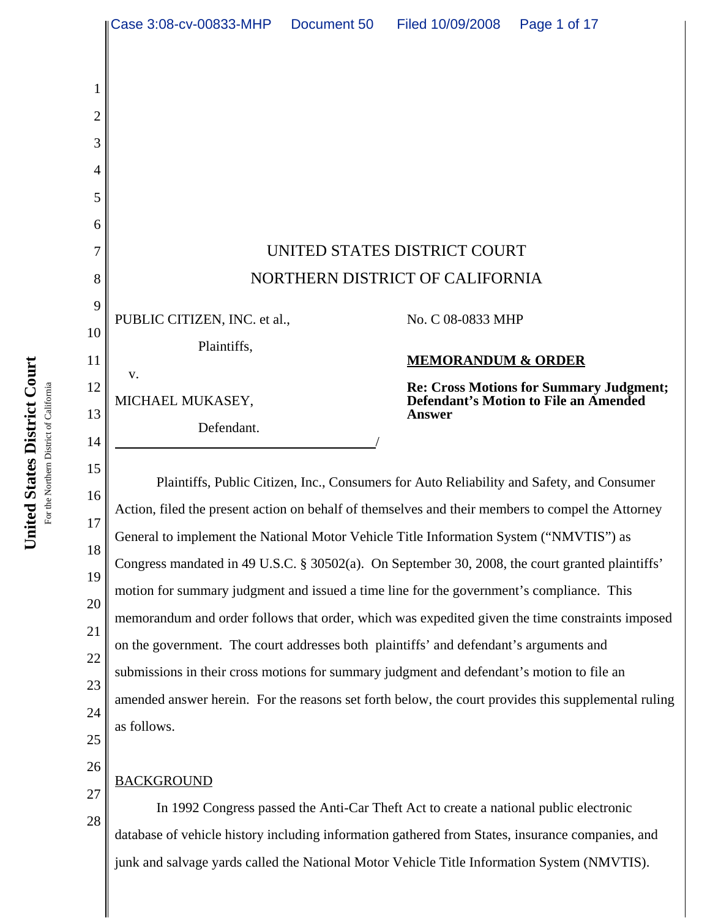UNITED STATES DISTRICT COURT

NORTHERN DISTRICT OF CALIFORNIA

PUBLIC CITIZEN, INC. et al.,

Plaintiffs,

v.

MICHAEL MUKASEY,

Defendant.

No. C 08-0833 MHP

**MEMORANDUM & ORDER**

**Re: Cross Motions for Summary Judgment; Defendant's Motion to File an Amended Answer**

Plaintiffs, Public Citizen, Inc., Consumers for Auto Reliability and Safety, and Consumer Action, filed the present action on behalf of themselves and their members to compel the Attorney General to implement the National Motor Vehicle Title Information System ("NMVTIS") as Congress mandated in 49 U.S.C. § 30502(a). On September 30, 2008, the court granted plaintiffs' motion for summary judgment and issued a time line for the government's compliance. This memorandum and order follows that order, which was expedited given the time constraints imposed on the government. The court addresses both plaintiffs' and defendant's arguments and submissions in their cross motions for summary judgment and defendant's motion to file an amended answer herein. For the reasons set forth below, the court provides this supplemental ruling as follows.

BACKGROUND

In 1992 Congress passed the Anti-Car Theft Act to create a national public electronic database of vehicle history including information gathered from States, insurance companies, and junk and salvage yards called the National Motor Vehicle Title Information System (NMVTIS).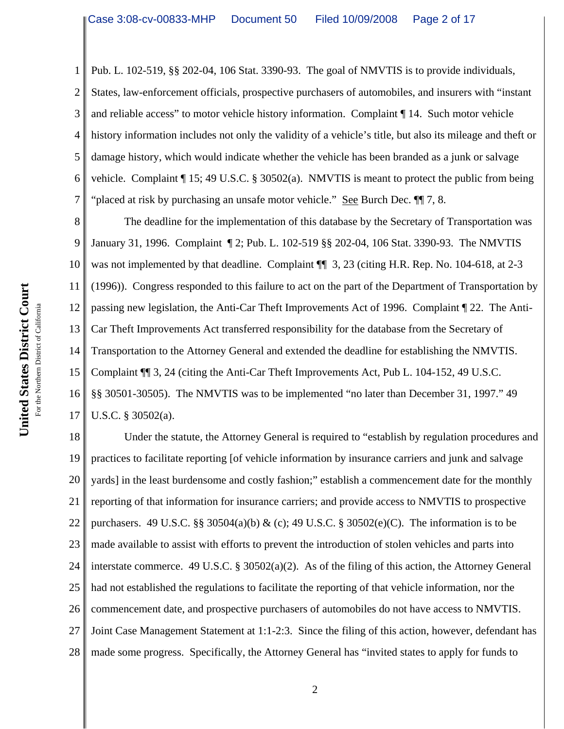Pub. L. 102-519, §§ 202-04, 106 Stat. 3390-93. The goal of NMVTIS is to provide individuals, States, law-enforcement officials, prospective purchasers of automobiles, and insurers with "instant and reliable access" to motor vehicle history information. Complaint ¶ 14. Such motor vehicle history information includes not only the validity of a vehicle's title, but also its mileage and theft or damage history, which would indicate whether the vehicle has been branded as a junk or salvage vehicle. Complaint ¶ 15; 49 U.S.C. § 30502(a). NMVTIS is meant to protect the public from being "placed at risk by purchasing an unsafe motor vehicle." See Burch Dec. ¶¶ 7, 8.

The deadline for the implementation of this database by the Secretary of Transportation was January 31, 1996. Complaint ¶ 2; Pub. L. 102-519 §§ 202-04, 106 Stat. 3390-93. The NMVTIS was not implemented by that deadline. Complaint ¶¶ 3, 23 (citing H.R. Rep. No. 104-618, at 2-3 (1996)). Congress responded to this failure to act on the part of the Department of Transportation by passing new legislation, the Anti-Car Theft Improvements Act of 1996. Complaint ¶ 22. The Anti-Car Theft Improvements Act transferred responsibility for the database from the Secretary of Transportation to the Attorney General and extended the deadline for establishing the NMVTIS. Complaint ¶¶ 3, 24 (citing the Anti-Car Theft Improvements Act, Pub L. 104-152, 49 U.S.C. §§ 30501-30505). The NMVTIS was to be implemented "no later than December 31, 1997." 49 U.S.C. § 30502(a).

Under the statute, the Attorney General is required to "establish by regulation procedures and practices to facilitate reporting [of vehicle information by insurance carriers and junk and salvage yards] in the least burdensome and costly fashion;" establish a commencement date for the monthly reporting of that information for insurance carriers; and provide access to NMVTIS to prospective purchasers. 49 U.S.C. §§ 30504(a)(b) & (c); 49 U.S.C. § 30502(e)(C). The information is to be made available to assist with efforts to prevent the introduction of stolen vehicles and parts into interstate commerce. 49 U.S.C. § 30502(a)(2). As of the filing of this action, the Attorney General had not established the regulations to facilitate the reporting of that vehicle information, nor the commencement date, and prospective purchasers of automobiles do not have access to NMVTIS. Joint Case Management Statement at 1:1-2:3. Since the filing of this action, however, defendant has made some progress. Specifically, the Attorney General has "invited states to apply for funds to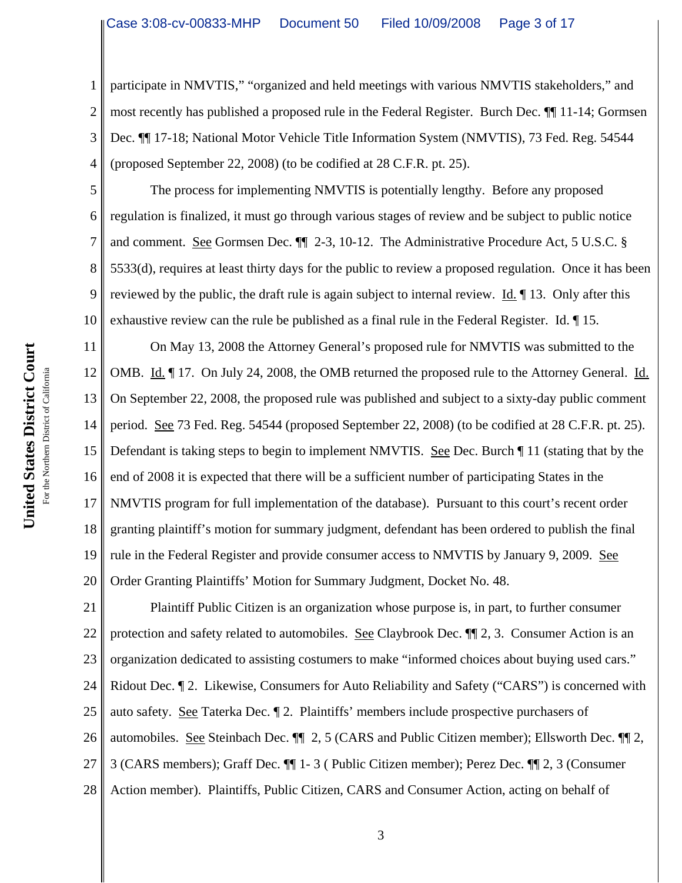participate in NMVTIS," "organized and held meetings with various NMVTIS stakeholders," and most recently has published a proposed rule in the Federal Register. Burch Dec. ¶¶ 11-14; Gormsen Dec. ¶¶ 17-18; National Motor Vehicle Title Information System (NMVTIS), 73 Fed. Reg. 54544 (proposed September 22, 2008) (to be codified at 28 C.F.R. pt. 25).

The process for implementing NMVTIS is potentially lengthy. Before any proposed regulation is finalized, it must go through various stages of review and be subject to public notice and comment. See Gormsen Dec. ¶¶ 2-3, 10-12. The Administrative Procedure Act, 5 U.S.C. § 5533(d), requires at least thirty days for the public to review a proposed regulation. Once it has been reviewed by the public, the draft rule is again subject to internal review. Id. ¶ 13. Only after this exhaustive review can the rule be published as a final rule in the Federal Register. Id. ¶ 15.

On May 13, 2008 the Attorney General's proposed rule for NMVTIS was submitted to the OMB. Id. ¶ 17. On July 24, 2008, the OMB returned the proposed rule to the Attorney General. Id. On September 22, 2008, the proposed rule was published and subject to a sixty-day public comment period. See 73 Fed. Reg. 54544 (proposed September 22, 2008) (to be codified at 28 C.F.R. pt. 25). Defendant is taking steps to begin to implement NMVTIS. See Dec. Burch ¶ 11 (stating that by the end of 2008 it is expected that there will be a sufficient number of participating States in the NMVTIS program for full implementation of the database). Pursuant to this court's recent order granting plaintiff's motion for summary judgment, defendant has been ordered to publish the final rule in the Federal Register and provide consumer access to NMVTIS by January 9, 2009. See Order Granting Plaintiffs' Motion for Summary Judgment, Docket No. 48.

Plaintiff Public Citizen is an organization whose purpose is, in part, to further consumer protection and safety related to automobiles. See Claybrook Dec. ¶¶ 2, 3. Consumer Action is an organization dedicated to assisting costumers to make "informed choices about buying used cars." Ridout Dec. ¶ 2. Likewise, Consumers for Auto Reliability and Safety ("CARS") is concerned with auto safety. See Taterka Dec. ¶ 2. Plaintiffs' members include prospective purchasers of automobiles. See Steinbach Dec. ¶¶ 2, 5 (CARS and Public Citizen member); Ellsworth Dec. ¶¶ 2, 3 (CARS members); Graff Dec. ¶¶ 1- 3 ( Public Citizen member); Perez Dec. ¶¶ 2, 3 (Consumer Action member). Plaintiffs, Public Citizen, CARS and Consumer Action, acting on behalf of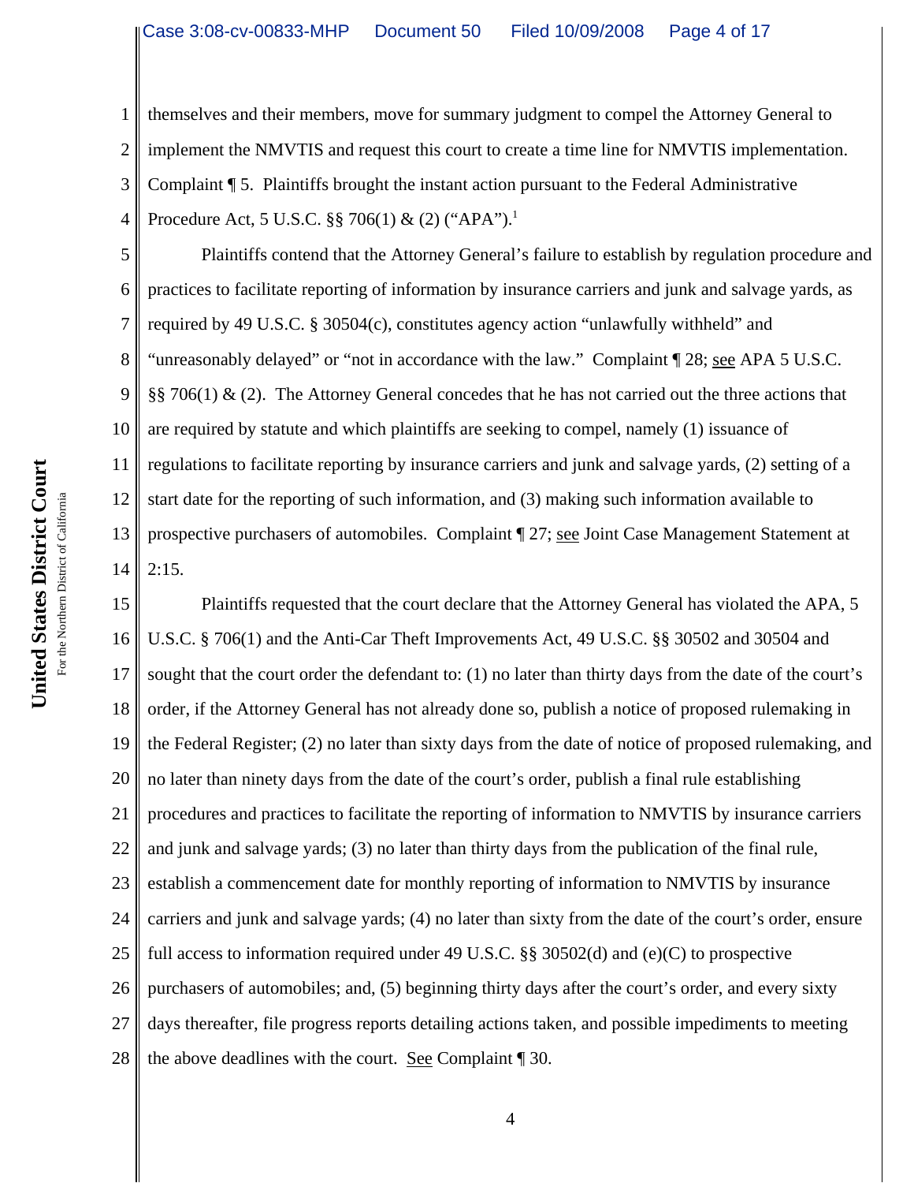themselves and their members, move for summary judgment to compel the Attorney General to implement the NMVTIS and request this court to create a time line for NMVTIS implementation. Complaint ¶ 5. Plaintiffs brought the instant action pursuant to the Federal Administrative Procedure Act, 5 U.S.C. §§ 706(1) & (2) ("APA").[1]

Plaintiffs contend that the Attorney General's failure to establish by regulation procedure and practices to facilitate reporting of information by insurance carriers and junk and salvage yards, as required by 49 U.S.C. § 30504(c), constitutes agency action "unlawfully withheld" and "unreasonably delayed" or "not in accordance with the law." Complaint ¶ 28; see APA 5 U.S.C. §§ 706(1) & (2). The Attorney General concedes that he has not carried out the three actions that are required by statute and which plaintiffs are seeking to compel, namely (1) issuance of regulations to facilitate reporting by insurance carriers and junk and salvage yards, (2) setting of a start date for the reporting of such information, and (3) making such information available to prospective purchasers of automobiles. Complaint ¶ 27; see Joint Case Management Statement at 2:15.

Plaintiffs requested that the court declare that the Attorney General has violated the APA, 5 U.S.C. § 706(1) and the Anti-Car Theft Improvements Act, 49 U.S.C. §§ 30502 and 30504 and sought that the court order the defendant to: (1) no later than thirty days from the date of the court's order, if the Attorney General has not already done so, publish a notice of proposed rulemaking in the Federal Register; (2) no later than sixty days from the date of notice of proposed rulemaking, and no later than ninety days from the date of the court's order, publish a final rule establishing procedures and practices to facilitate the reporting of information to NMVTIS by insurance carriers and junk and salvage yards; (3) no later than thirty days from the publication of the final rule, establish a commencement date for monthly reporting of information to NMVTIS by insurance carriers and junk and salvage yards; (4) no later than sixty from the date of the court's order, ensure full access to information required under 49 U.S.C. §§ 30502(d) and (e)(C) to prospective purchasers of automobiles; and, (5) beginning thirty days after the court's order, and every sixty days thereafter, file progress reports detailing actions taken, and possible impediments to meeting the above deadlines with the court. See Complaint ¶ 30.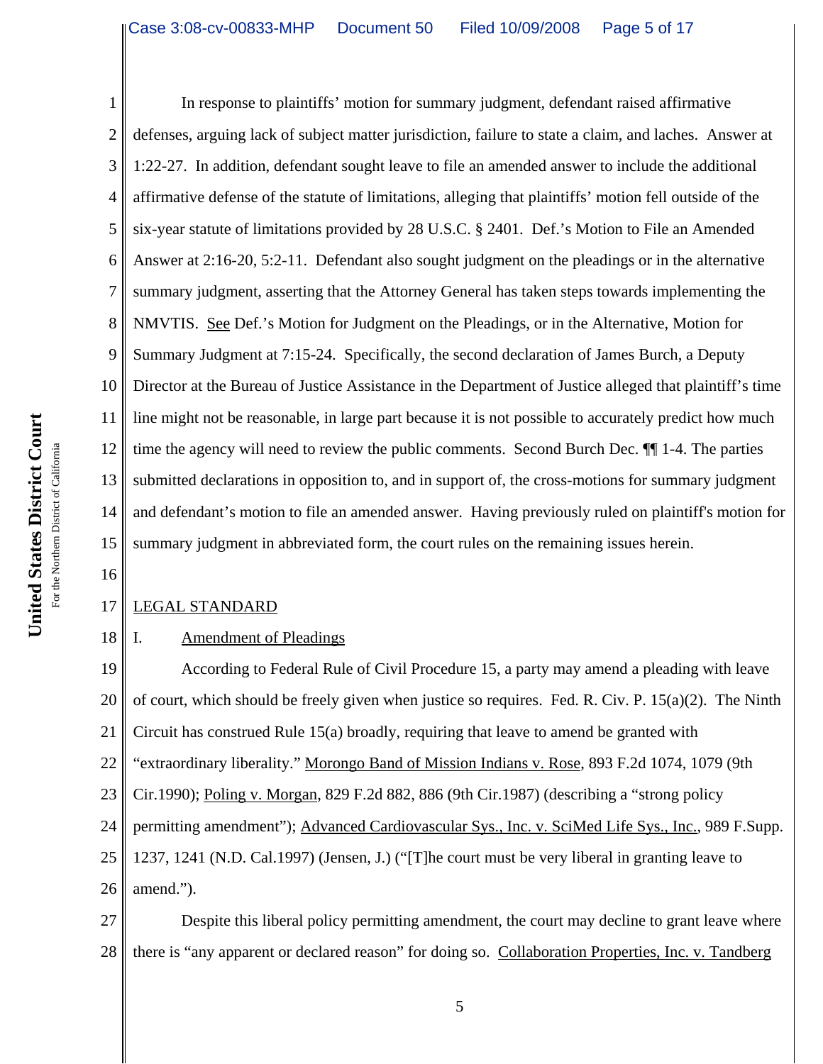In response to plaintiffs' motion for summary judgment, defendant raised affirmative defenses, arguing lack of subject matter jurisdiction, failure to state a claim, and laches. Answer at 1:22-27. In addition, defendant sought leave to file an amended answer to include the additional affirmative defense of the statute of limitations, alleging that plaintiffs' motion fell outside of the six-year statute of limitations provided by 28 U.S.C. § 2401. Def.'s Motion to File an Amended Answer at 2:16-20, 5:2-11. Defendant also sought judgment on the pleadings or in the alternative summary judgment, asserting that the Attorney General has taken steps towards implementing the NMVTIS. See Def.'s Motion for Judgment on the Pleadings, or in the Alternative, Motion for Summary Judgment at 7:15-24. Specifically, the second declaration of James Burch, a Deputy Director at the Bureau of Justice Assistance in the Department of Justice alleged that plaintiff's time line might not be reasonable, in large part because it is not possible to accurately predict how much time the agency will need to review the public comments. Second Burch Dec. ¶¶ 1-4. The parties submitted declarations in opposition to, and in support of, the cross-motions for summary judgment and defendant's motion to file an amended answer. Having previously ruled on plaintiff's motion for summary judgment in abbreviated form, the court rules on the remaining issues herein.

## LEGAL STANDARD

### I. Amendment of Pleadings

According to Federal Rule of Civil Procedure 15, a party may amend a pleading with leave of court, which should be freely given when justice so requires. Fed. R. Civ. P. 15(a)(2). The Ninth Circuit has construed Rule 15(a) broadly, requiring that leave to amend be granted with "extraordinary liberality." Morongo Band of Mission Indians v. Rose, 893 F.2d 1074, 1079 (9th Cir.1990); Poling v. Morgan, 829 F.2d 882, 886 (9th Cir.1987) (describing a "strong policy permitting amendment"); Advanced Cardiovascular Sys., Inc. v. SciMed Life Sys., Inc., 989 F.Supp. 1237, 1241 (N.D. Cal.1997) (Jensen, J.) ("[T]he court must be very liberal in granting leave to amend.").

Despite this liberal policy permitting amendment, the court may decline to grant leave where there is "any apparent or declared reason" for doing so. Collaboration Properties, Inc. v. Tandberg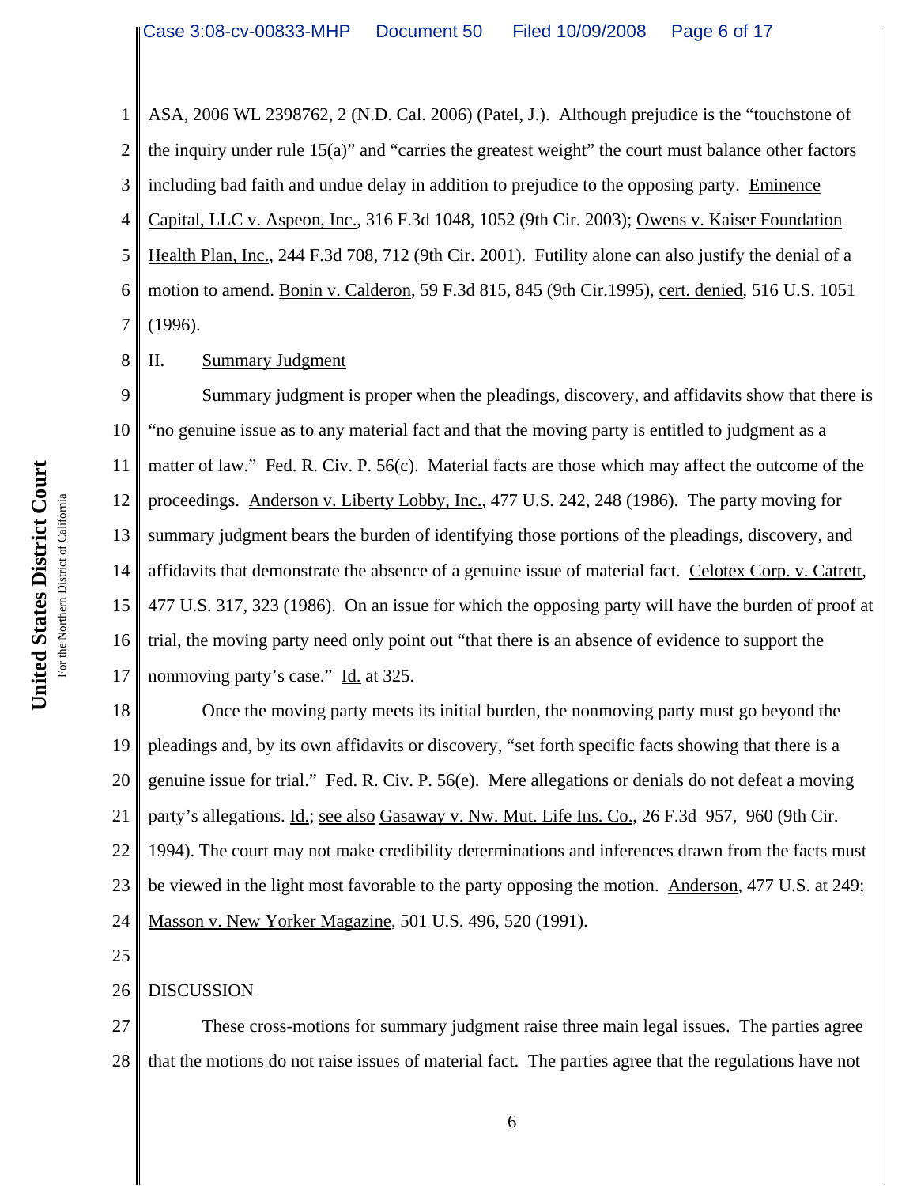ASA, 2006 WL 2398762, 2 (N.D. Cal. 2006) (Patel, J.). Although prejudice is the "touchstone of the inquiry under rule 15(a)" and "carries the greatest weight" the court must balance other factors including bad faith and undue delay in addition to prejudice to the opposing party. Eminence Capital, LLC v. Aspeon, Inc., 316 F.3d 1048, 1052 (9th Cir. 2003); Owens v. Kaiser Foundation Health Plan, Inc., 244 F.3d 708, 712 (9th Cir. 2001). Futility alone can also justify the denial of a motion to amend. Bonin v. Calderon, 59 F.3d 815, 845 (9th Cir.1995), cert. denied, 516 U.S. 1051 (1996).

## II. Summary Judgment

Summary judgment is proper when the pleadings, discovery, and affidavits show that there is "no genuine issue as to any material fact and that the moving party is entitled to judgment as a matter of law." Fed. R. Civ. P. 56(c). Material facts are those which may affect the outcome of the proceedings. Anderson v. Liberty Lobby, Inc., 477 U.S. 242, 248 (1986). The party moving for summary judgment bears the burden of identifying those portions of the pleadings, discovery, and affidavits that demonstrate the absence of a genuine issue of material fact. Celotex Corp. v. Catrett, 477 U.S. 317, 323 (1986). On an issue for which the opposing party will have the burden of proof at trial, the moving party need only point out "that there is an absence of evidence to support the nonmoving party's case." Id. at 325.

Once the moving party meets its initial burden, the nonmoving party must go beyond the pleadings and, by its own affidavits or discovery, "set forth specific facts showing that there is a genuine issue for trial." Fed. R. Civ. P. 56(e). Mere allegations or denials do not defeat a moving party's allegations. Id.; see also Gasaway v. Nw. Mut. Life Ins. Co., 26 F.3d 957, 960 (9th Cir. 1994). The court may not make credibility determinations and inferences drawn from the facts must be viewed in the light most favorable to the party opposing the motion. Anderson, 477 U.S. at 249; Masson v. New Yorker Magazine, 501 U.S. 496, 520 (1991).

## DISCUSSION

These cross-motions for summary judgment raise three main legal issues. The parties agree that the motions do not raise issues of material fact. The parties agree that the regulations have not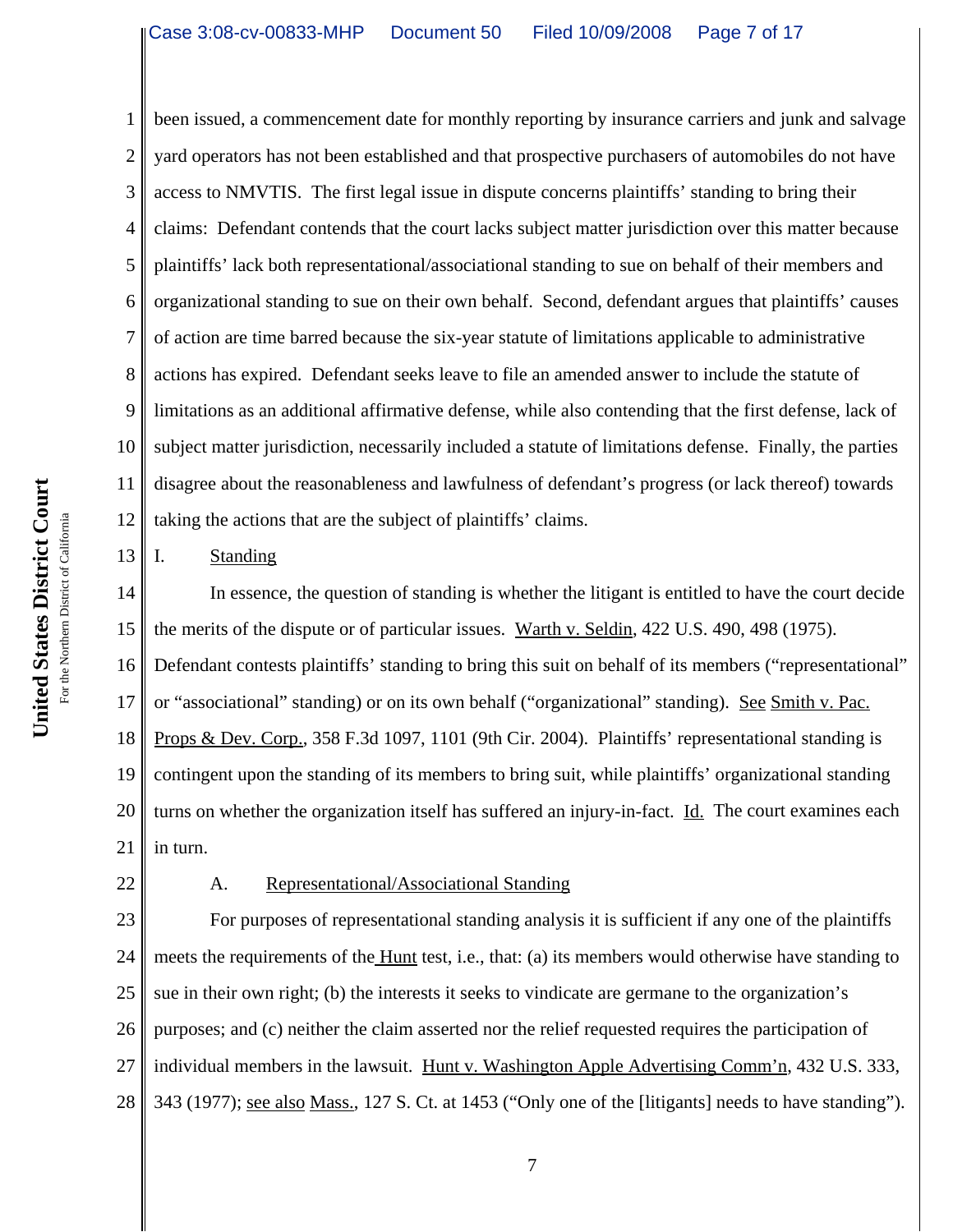been issued, a commencement date for monthly reporting by insurance carriers and junk and salvage yard operators has not been established and that prospective purchasers of automobiles do not have access to NMVTIS. The first legal issue in dispute concerns plaintiffs' standing to bring their claims: Defendant contends that the court lacks subject matter jurisdiction over this matter because plaintiffs' lack both representational/associational standing to sue on behalf of their members and organizational standing to sue on their own behalf. Second, defendant argues that plaintiffs' causes of action are time barred because the six-year statute of limitations applicable to administrative actions has expired. Defendant seeks leave to file an amended answer to include the statute of limitations as an additional affirmative defense, while also contending that the first defense, lack of subject matter jurisdiction, necessarily included a statute of limitations defense. Finally, the parties disagree about the reasonableness and lawfulness of defendant's progress (or lack thereof) towards taking the actions that are the subject of plaintiffs' claims.

## I. Standing

In essence, the question of standing is whether the litigant is entitled to have the court decide the merits of the dispute or of particular issues. Warth v. Seldin, 422 U.S. 490, 498 (1975). Defendant contests plaintiffs' standing to bring this suit on behalf of its members ("representational" or "associational" standing) or on its own behalf ("organizational" standing). See Smith v. Pac. Props & Dev. Corp., 358 F.3d 1097, 1101 (9th Cir. 2004). Plaintiffs' representational standing is contingent upon the standing of its members to bring suit, while plaintiffs' organizational standing turns on whether the organization itself has suffered an injury-in-fact. Id. The court examines each in turn.

### A. Representational/Associational Standing

For purposes of representational standing analysis it is sufficient if any one of the plaintiffs meets the requirements of the Hunt test, i.e., that: (a) its members would otherwise have standing to sue in their own right; (b) the interests it seeks to vindicate are germane to the organization's purposes; and (c) neither the claim asserted nor the relief requested requires the participation of individual members in the lawsuit. Hunt v. Washington Apple Advertising Comm'n, 432 U.S. 333, 343 (1977); see also Mass., 127 S. Ct. at 1453 ("Only one of the [litigants] needs to have standing").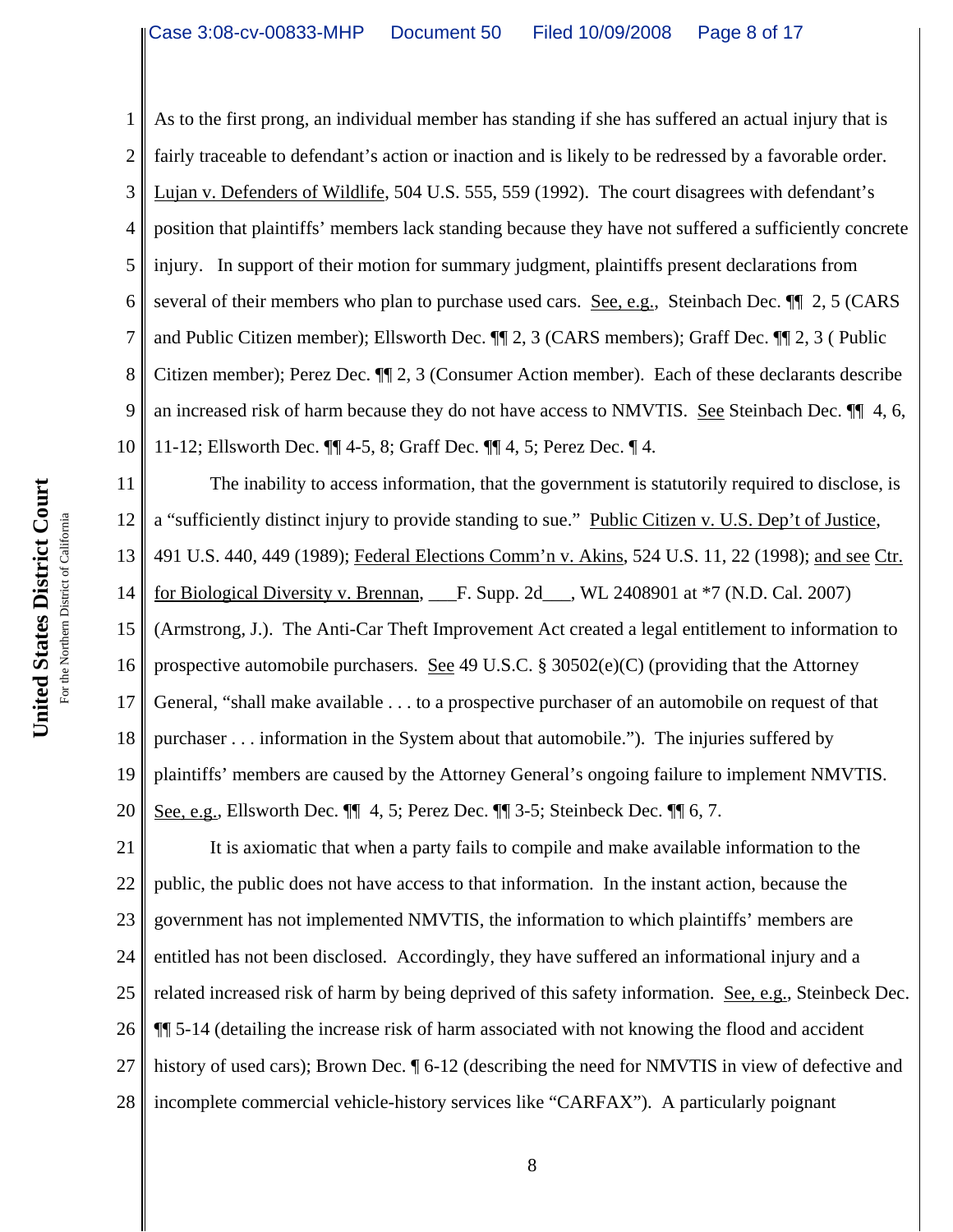As to the first prong, an individual member has standing if she has suffered an actual injury that is fairly traceable to defendant's action or inaction and is likely to be redressed by a favorable order. Lujan v. Defenders of Wildlife, 504 U.S. 555, 559 (1992). The court disagrees with defendant's position that plaintiffs' members lack standing because they have not suffered a sufficiently concrete injury. In support of their motion for summary judgment, plaintiffs present declarations from several of their members who plan to purchase used cars. See, e.g., Steinbach Dec. ¶¶ 2, 5 (CARS and Public Citizen member); Ellsworth Dec. ¶¶ 2, 3 (CARS members); Graff Dec. ¶¶ 2, 3 ( Public Citizen member); Perez Dec. ¶¶ 2, 3 (Consumer Action member). Each of these declarants describe an increased risk of harm because they do not have access to NMVTIS. See Steinbach Dec. ¶¶ 4, 6, 11-12; Ellsworth Dec. ¶¶ 4-5, 8; Graff Dec. ¶¶ 4, 5; Perez Dec. ¶ 4.

The inability to access information, that the government is statutorily required to disclose, is a "sufficiently distinct injury to provide standing to sue." Public Citizen v. U.S. Dep't of Justice, 491 U.S. 440, 449 (1989); Federal Elections Comm'n v. Akins, 524 U.S. 11, 22 (1998); and see Ctr. for Biological Diversity v. Brennan, ___F. Supp. 2d___, WL 2408901 at *7 (N.D. Cal. 2007) (Armstrong, J.). The Anti-Car Theft Improvement Act created a legal entitlement to information to prospective automobile purchasers. See 49 U.S.C. § 30502(e)(C) (providing that the Attorney General, "shall make available . . . to a prospective purchaser of an automobile on request of that purchaser . . . information in the System about that automobile."). The injuries suffered by plaintiffs' members are caused by the Attorney General's ongoing failure to implement NMVTIS. See, e.g., Ellsworth Dec. ¶¶ 4, 5; Perez Dec. ¶¶ 3-5; Steinbeck Dec. ¶¶ 6, 7.

It is axiomatic that when a party fails to compile and make available information to the public, the public does not have access to that information. In the instant action, because the government has not implemented NMVTIS, the information to which plaintiffs' members are entitled has not been disclosed. Accordingly, they have suffered an informational injury and a related increased risk of harm by being deprived of this safety information. See, e.g., Steinbeck Dec. ¶¶ 5-14 (detailing the increase risk of harm associated with not knowing the flood and accident history of used cars); Brown Dec. ¶ 6-12 (describing the need for NMVTIS in view of defective and incomplete commercial vehicle-history services like "CARFAX"). A particularly poignant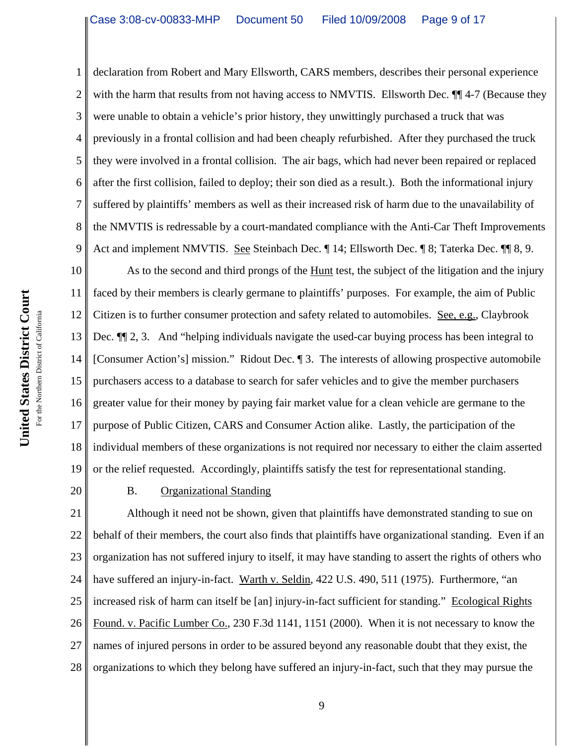declaration from Robert and Mary Ellsworth, CARS members, describes their personal experience with the harm that results from not having access to NMVTIS. Ellsworth Dec. ¶¶ 4-7 (Because they were unable to obtain a vehicle's prior history, they unwittingly purchased a truck that was previously in a frontal collision and had been cheaply refurbished. After they purchased the truck they were involved in a frontal collision. The air bags, which had never been repaired or replaced after the first collision, failed to deploy; their son died as a result.). Both the informational injury suffered by plaintiffs' members as well as their increased risk of harm due to the unavailability of the NMVTIS is redressable by a court-mandated compliance with the Anti-Car Theft Improvements Act and implement NMVTIS. See Steinbach Dec. ¶ 14; Ellsworth Dec. ¶ 8; Taterka Dec. ¶¶ 8, 9.

As to the second and third prongs of the Hunt test, the subject of the litigation and the injury faced by their members is clearly germane to plaintiffs' purposes. For example, the aim of Public Citizen is to further consumer protection and safety related to automobiles. See, e.g., Claybrook Dec. ¶¶ 2, 3. And "helping individuals navigate the used-car buying process has been integral to [Consumer Action's] mission." Ridout Dec. ¶ 3. The interests of allowing prospective automobile purchasers access to a database to search for safer vehicles and to give the member purchasers greater value for their money by paying fair market value for a clean vehicle are germane to the purpose of Public Citizen, CARS and Consumer Action alike. Lastly, the participation of the individual members of these organizations is not required nor necessary to either the claim asserted or the relief requested. Accordingly, plaintiffs satisfy the test for representational standing.

### B. Organizational Standing

Although it need not be shown, given that plaintiffs have demonstrated standing to sue on behalf of their members, the court also finds that plaintiffs have organizational standing. Even if an organization has not suffered injury to itself, it may have standing to assert the rights of others who have suffered an injury-in-fact. Warth v. Seldin, 422 U.S. 490, 511 (1975). Furthermore, "an increased risk of harm can itself be [an] injury-in-fact sufficient for standing." Ecological Rights Found. v. Pacific Lumber Co., 230 F.3d 1141, 1151 (2000). When it is not necessary to know the names of injured persons in order to be assured beyond any reasonable doubt that they exist, the organizations to which they belong have suffered an injury-in-fact, such that they may pursue the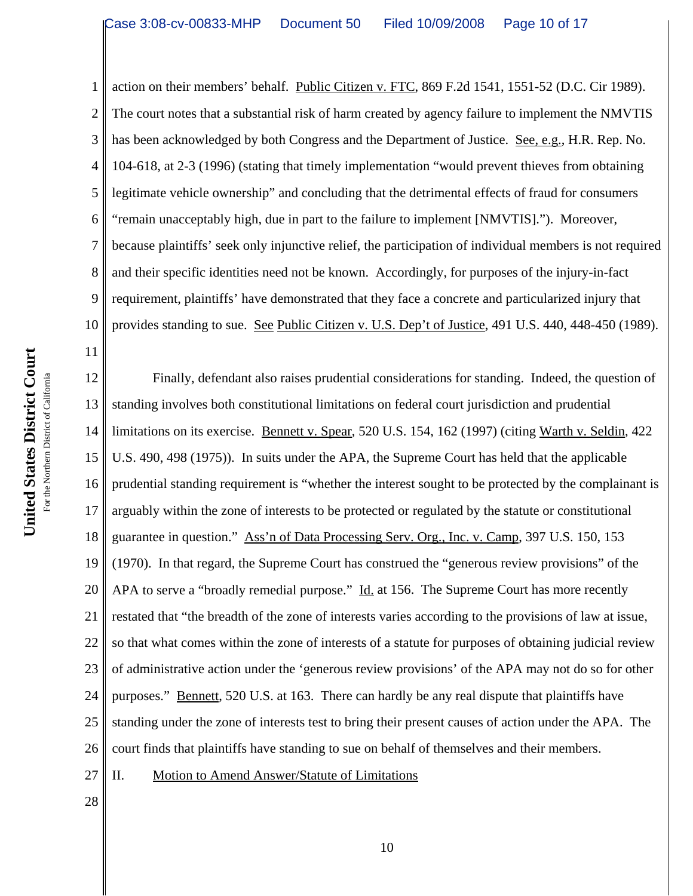action on their members' behalf. Public Citizen v. FTC, 869 F.2d 1541, 1551-52 (D.C. Cir 1989). The court notes that a substantial risk of harm created by agency failure to implement the NMVTIS has been acknowledged by both Congress and the Department of Justice. See, e.g., H.R. Rep. No. 104-618, at 2-3 (1996) (stating that timely implementation "would prevent thieves from obtaining legitimate vehicle ownership" and concluding that the detrimental effects of fraud for consumers "remain unacceptably high, due in part to the failure to implement [NMVTIS]."). Moreover, because plaintiffs' seek only injunctive relief, the participation of individual members is not required and their specific identities need not be known. Accordingly, for purposes of the injury-in-fact requirement, plaintiffs' have demonstrated that they face a concrete and particularized injury that provides standing to sue. See Public Citizen v. U.S. Dep't of Justice, 491 U.S. 440, 448-450 (1989).

Finally, defendant also raises prudential considerations for standing. Indeed, the question of standing involves both constitutional limitations on federal court jurisdiction and prudential limitations on its exercise. Bennett v. Spear, 520 U.S. 154, 162 (1997) (citing Warth v. Seldin, 422 U.S. 490, 498 (1975)). In suits under the APA, the Supreme Court has held that the applicable prudential standing requirement is "whether the interest sought to be protected by the complainant is arguably within the zone of interests to be protected or regulated by the statute or constitutional guarantee in question." Ass'n of Data Processing Serv. Org., Inc. v. Camp, 397 U.S. 150, 153 (1970). In that regard, the Supreme Court has construed the "generous review provisions" of the APA to serve a "broadly remedial purpose." Id. at 156. The Supreme Court has more recently restated that "the breadth of the zone of interests varies according to the provisions of law at issue, so that what comes within the zone of interests of a statute for purposes of obtaining judicial review of administrative action under the 'generous review provisions' of the APA may not do so for other purposes." Bennett, 520 U.S. at 163. There can hardly be any real dispute that plaintiffs have standing under the zone of interests test to bring their present causes of action under the APA. The court finds that plaintiffs have standing to sue on behalf of themselves and their members.

## II. Motion to Amend Answer/Statute of Limitations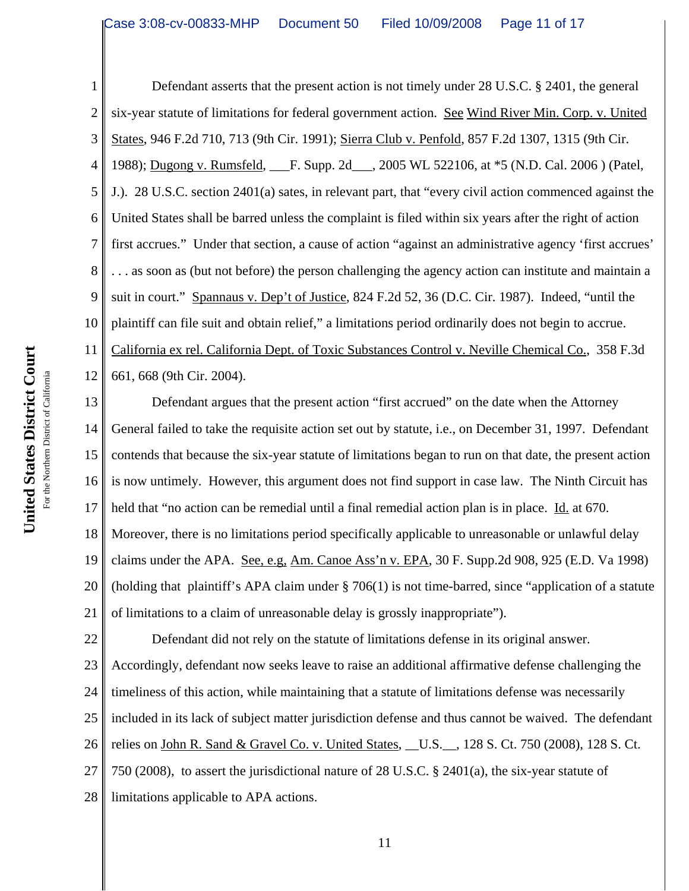Defendant asserts that the present action is not timely under 28 U.S.C. § 2401, the general six-year statute of limitations for federal government action. See Wind River Min. Corp. v. United States, 946 F.2d 710, 713 (9th Cir. 1991); Sierra Club v. Penfold, 857 F.2d 1307, 1315 (9th Cir. 1988); Dugong v. Rumsfeld, ___F. Supp. 2d___, 2005 WL 522106, at *5 (N.D. Cal. 2006 ) (Patel, J.). 28 U.S.C. section 2401(a) sates, in relevant part, that "every civil action commenced against the United States shall be barred unless the complaint is filed within six years after the right of action first accrues." Under that section, a cause of action "against an administrative agency 'first accrues' . . . as soon as (but not before) the person challenging the agency action can institute and maintain a suit in court." Spannaus v. Dep't of Justice, 824 F.2d 52, 36 (D.C. Cir. 1987). Indeed, "until the plaintiff can file suit and obtain relief," a limitations period ordinarily does not begin to accrue. California ex rel. California Dept. of Toxic Substances Control v. Neville Chemical Co., 358 F.3d 661, 668 (9th Cir. 2004).

Defendant argues that the present action "first accrued" on the date when the Attorney General failed to take the requisite action set out by statute, i.e., on December 31, 1997. Defendant contends that because the six-year statute of limitations began to run on that date, the present action is now untimely. However, this argument does not find support in case law. The Ninth Circuit has held that "no action can be remedial until a final remedial action plan is in place. Id. at 670. Moreover, there is no limitations period specifically applicable to unreasonable or unlawful delay claims under the APA. See, e.g, Am. Canoe Ass'n v. EPA, 30 F. Supp.2d 908, 925 (E.D. Va 1998) (holding that plaintiff's APA claim under § 706(1) is not time-barred, since "application of a statute of limitations to a claim of unreasonable delay is grossly inappropriate").

Defendant did not rely on the statute of limitations defense in its original answer. Accordingly, defendant now seeks leave to raise an additional affirmative defense challenging the timeliness of this action, while maintaining that a statute of limitations defense was necessarily included in its lack of subject matter jurisdiction defense and thus cannot be waived. The defendant relies on John R. Sand & Gravel Co. v. United States, __U.S.__, 128 S. Ct. 750 (2008), 128 S. Ct. 750 (2008), to assert the jurisdictional nature of 28 U.S.C. § 2401(a), the six-year statute of limitations applicable to APA actions.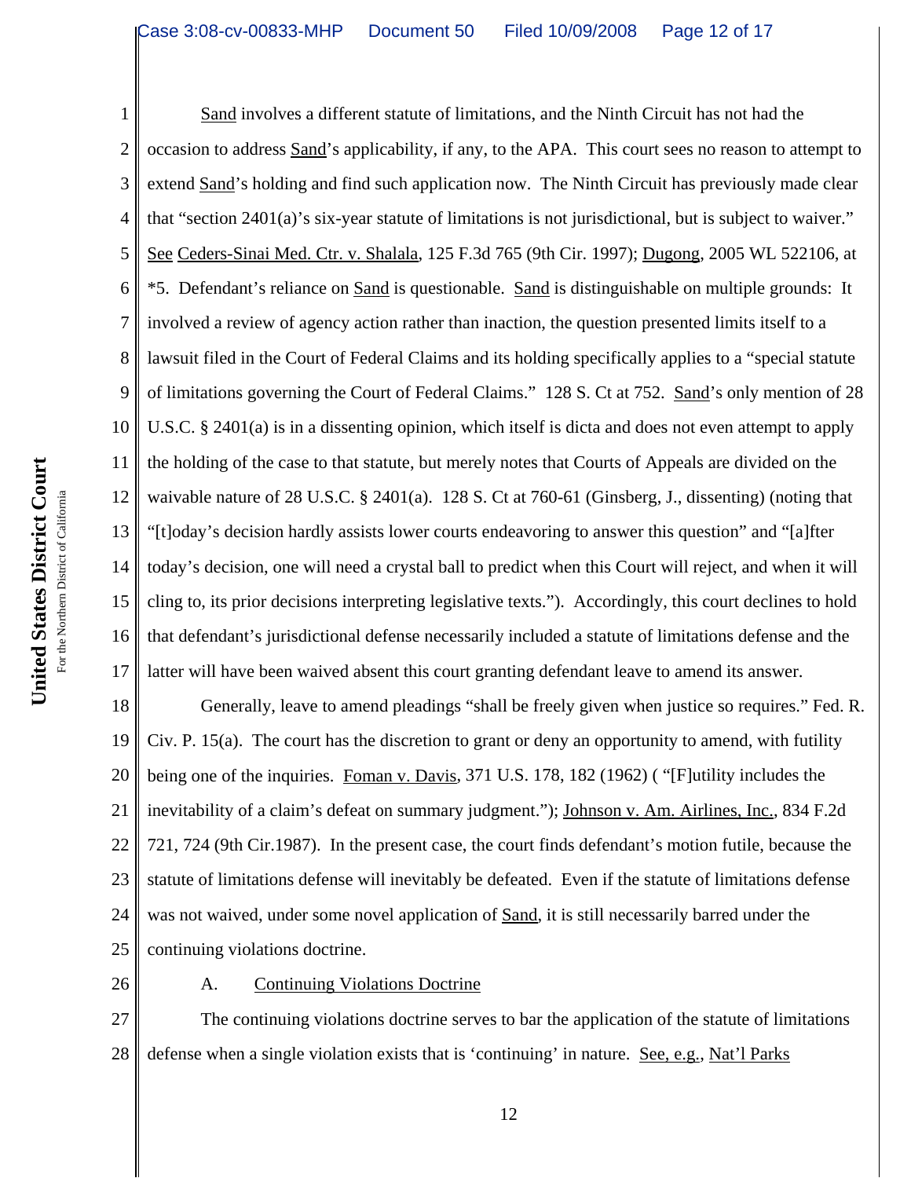Sand involves a different statute of limitations, and the Ninth Circuit has not had the occasion to address Sand's applicability, if any, to the APA. This court sees no reason to attempt to extend Sand's holding and find such application now. The Ninth Circuit has previously made clear that "section 2401(a)'s six-year statute of limitations is not jurisdictional, but is subject to waiver." See Ceders-Sinai Med. Ctr. v. Shalala, 125 F.3d 765 (9th Cir. 1997); Dugong, 2005 WL 522106, at *5. Defendant's reliance on Sand is questionable. Sand is distinguishable on multiple grounds: It involved a review of agency action rather than inaction, the question presented limits itself to a lawsuit filed in the Court of Federal Claims and its holding specifically applies to a "special statute of limitations governing the Court of Federal Claims." 128 S. Ct at 752. Sand's only mention of 28 U.S.C. § 2401(a) is in a dissenting opinion, which itself is dicta and does not even attempt to apply the holding of the case to that statute, but merely notes that Courts of Appeals are divided on the waivable nature of 28 U.S.C. § 2401(a). 128 S. Ct at 760-61 (Ginsberg, J., dissenting) (noting that "[t]oday's decision hardly assists lower courts endeavoring to answer this question" and "[a]fter today's decision, one will need a crystal ball to predict when this Court will reject, and when it will cling to, its prior decisions interpreting legislative texts."). Accordingly, this court declines to hold that defendant's jurisdictional defense necessarily included a statute of limitations defense and the latter will have been waived absent this court granting defendant leave to amend its answer.

Generally, leave to amend pleadings "shall be freely given when justice so requires." Fed. R. Civ. P. 15(a). The court has the discretion to grant or deny an opportunity to amend, with futility being one of the inquiries. Foman v. Davis, 371 U.S. 178, 182 (1962) ( "[F]utility includes the inevitability of a claim's defeat on summary judgment."); Johnson v. Am. Airlines, Inc., 834 F.2d 721, 724 (9th Cir.1987). In the present case, the court finds defendant's motion futile, because the statute of limitations defense will inevitably be defeated. Even if the statute of limitations defense was not waived, under some novel application of Sand, it is still necessarily barred under the continuing violations doctrine.

### A. Continuing Violations Doctrine

The continuing violations doctrine serves to bar the application of the statute of limitations defense when a single violation exists that is 'continuing' in nature. See, e.g., Nat'l Parks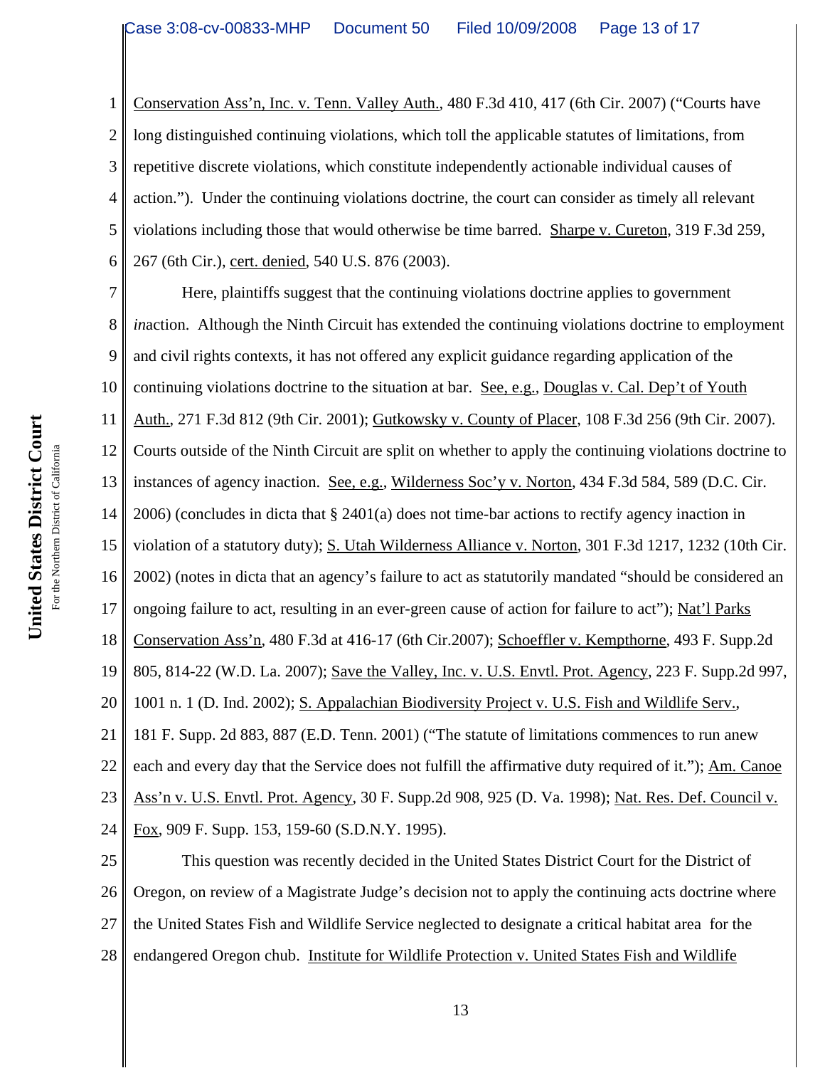Conservation Ass'n, Inc. v. Tenn. Valley Auth., 480 F.3d 410, 417 (6th Cir. 2007) ("Courts have long distinguished continuing violations, which toll the applicable statutes of limitations, from repetitive discrete violations, which constitute independently actionable individual causes of action."). Under the continuing violations doctrine, the court can consider as timely all relevant violations including those that would otherwise be time barred. Sharpe v. Cureton, 319 F.3d 259, 267 (6th Cir.), cert. denied, 540 U.S. 876 (2003).

Here, plaintiffs suggest that the continuing violations doctrine applies to government *in*action. Although the Ninth Circuit has extended the continuing violations doctrine to employment and civil rights contexts, it has not offered any explicit guidance regarding application of the continuing violations doctrine to the situation at bar. See, e.g., Douglas v. Cal. Dep't of Youth Auth., 271 F.3d 812 (9th Cir. 2001); Gutkowsky v. County of Placer, 108 F.3d 256 (9th Cir. 2007). Courts outside of the Ninth Circuit are split on whether to apply the continuing violations doctrine to instances of agency inaction. See, e.g., Wilderness Soc'y v. Norton, 434 F.3d 584, 589 (D.C. Cir. 2006) (concludes in dicta that § 2401(a) does not time-bar actions to rectify agency inaction in violation of a statutory duty); S. Utah Wilderness Alliance v. Norton, 301 F.3d 1217, 1232 (10th Cir. 2002) (notes in dicta that an agency's failure to act as statutorily mandated "should be considered an ongoing failure to act, resulting in an ever-green cause of action for failure to act"); Nat'l Parks Conservation Ass'n, 480 F.3d at 416-17 (6th Cir.2007); Schoeffler v. Kempthorne, 493 F. Supp.2d 805, 814-22 (W.D. La. 2007); Save the Valley, Inc. v. U.S. Envtl. Prot. Agency, 223 F. Supp.2d 997, 1001 n. 1 (D. Ind. 2002); S. Appalachian Biodiversity Project v. U.S. Fish and Wildlife Serv., 181 F. Supp. 2d 883, 887 (E.D. Tenn. 2001) ("The statute of limitations commences to run anew each and every day that the Service does not fulfill the affirmative duty required of it."); Am. Canoe Ass'n v. U.S. Envtl. Prot. Agency, 30 F. Supp.2d 908, 925 (D. Va. 1998); Nat. Res. Def. Council v. Fox, 909 F. Supp. 153, 159-60 (S.D.N.Y. 1995).

This question was recently decided in the United States District Court for the District of Oregon, on review of a Magistrate Judge's decision not to apply the continuing acts doctrine where the United States Fish and Wildlife Service neglected to designate a critical habitat area for the endangered Oregon chub. Institute for Wildlife Protection v. United States Fish and Wildlife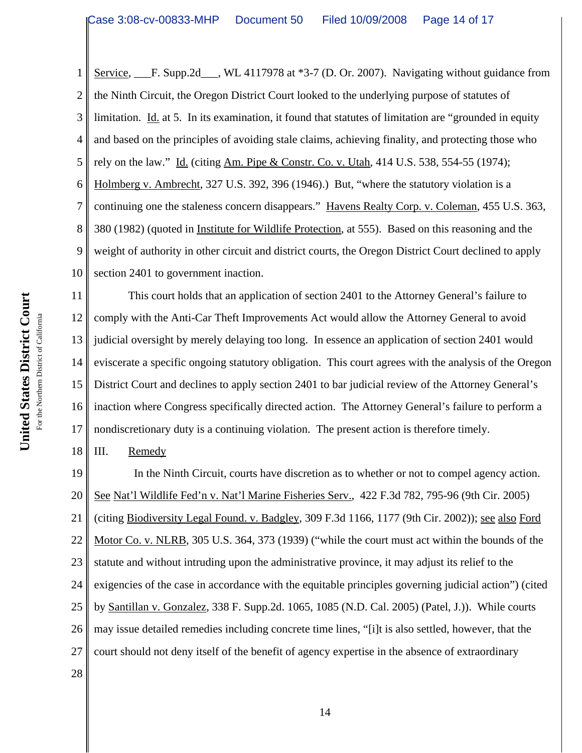Service, ___F. Supp.2d___, WL 4117978 at *3-7 (D. Or. 2007). Navigating without guidance from the Ninth Circuit, the Oregon District Court looked to the underlying purpose of statutes of limitation. Id. at 5. In its examination, it found that statutes of limitation are "grounded in equity and based on the principles of avoiding stale claims, achieving finality, and protecting those who rely on the law." Id. (citing Am. Pipe & Constr. Co. v. Utah, 414 U.S. 538, 554-55 (1974); Holmberg v. Ambrecht, 327 U.S. 392, 396 (1946).) But, "where the statutory violation is a continuing one the staleness concern disappears." Havens Realty Corp. v. Coleman, 455 U.S. 363, 380 (1982) (quoted in Institute for Wildlife Protection, at 555). Based on this reasoning and the weight of authority in other circuit and district courts, the Oregon District Court declined to apply section 2401 to government inaction.

This court holds that an application of section 2401 to the Attorney General's failure to comply with the Anti-Car Theft Improvements Act would allow the Attorney General to avoid judicial oversight by merely delaying too long. In essence an application of section 2401 would eviscerate a specific ongoing statutory obligation. This court agrees with the analysis of the Oregon District Court and declines to apply section 2401 to bar judicial review of the Attorney General's inaction where Congress specifically directed action. The Attorney General's failure to perform a nondiscretionary duty is a continuing violation. The present action is therefore timely.

## III. Remedy

In the Ninth Circuit, courts have discretion as to whether or not to compel agency action. See Nat'l Wildlife Fed'n v. Nat'l Marine Fisheries Serv., 422 F.3d 782, 795-96 (9th Cir. 2005) (citing Biodiversity Legal Found. v. Badgley, 309 F.3d 1166, 1177 (9th Cir. 2002)); see also Ford Motor Co. v. NLRB, 305 U.S. 364, 373 (1939) ("while the court must act within the bounds of the statute and without intruding upon the administrative province, it may adjust its relief to the exigencies of the case in accordance with the equitable principles governing judicial action") (cited by Santillan v. Gonzalez, 338 F. Supp.2d. 1065, 1085 (N.D. Cal. 2005) (Patel, J.)). While courts may issue detailed remedies including concrete time lines, "[i]t is also settled, however, that the court should not deny itself of the benefit of agency expertise in the absence of extraordinary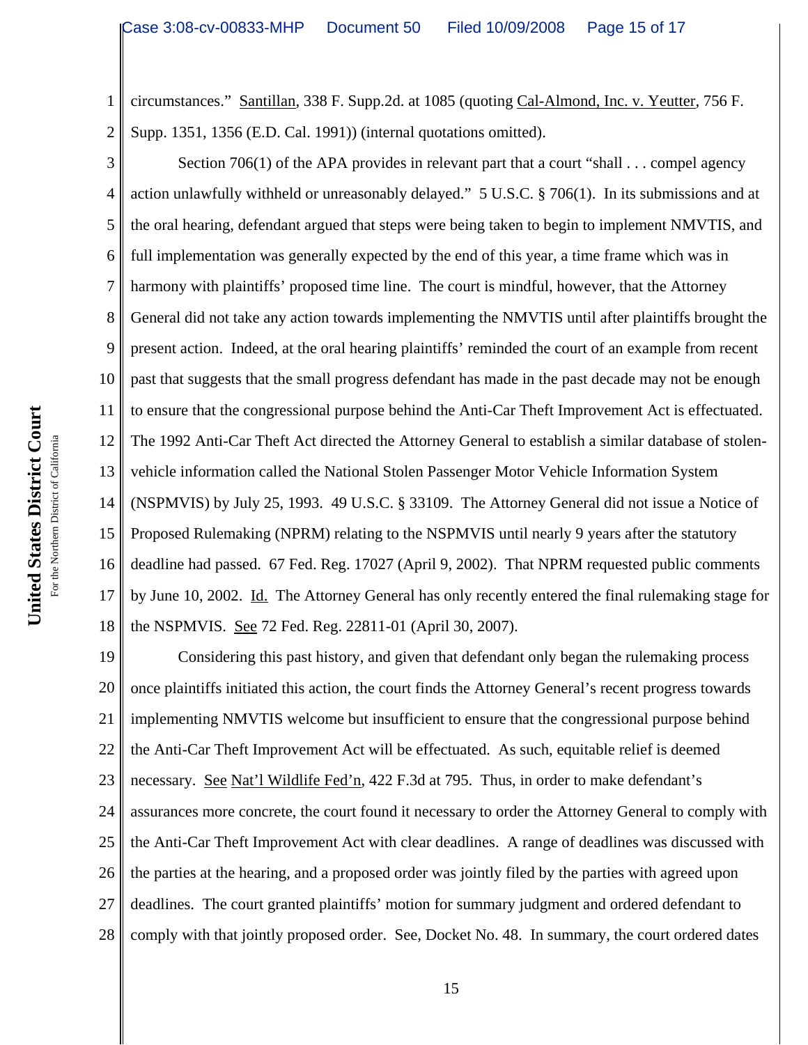circumstances." Santillan, 338 F. Supp.2d. at 1085 (quoting Cal-Almond, Inc. v. Yeutter, 756 F. Supp. 1351, 1356 (E.D. Cal. 1991)) (internal quotations omitted).

Section 706(1) of the APA provides in relevant part that a court "shall . . . compel agency action unlawfully withheld or unreasonably delayed." 5 U.S.C. § 706(1). In its submissions and at the oral hearing, defendant argued that steps were being taken to begin to implement NMVTIS, and full implementation was generally expected by the end of this year, a time frame which was in harmony with plaintiffs' proposed time line. The court is mindful, however, that the Attorney General did not take any action towards implementing the NMVTIS until after plaintiffs brought the present action. Indeed, at the oral hearing plaintiffs' reminded the court of an example from recent past that suggests that the small progress defendant has made in the past decade may not be enough to ensure that the congressional purpose behind the Anti-Car Theft Improvement Act is effectuated. The 1992 Anti-Car Theft Act directed the Attorney General to establish a similar database of stolen-vehicle information called the National Stolen Passenger Motor Vehicle Information System (NSPMVIS) by July 25, 1993. 49 U.S.C. § 33109. The Attorney General did not issue a Notice of Proposed Rulemaking (NPRM) relating to the NSPMVIS until nearly 9 years after the statutory deadline had passed. 67 Fed. Reg. 17027 (April 9, 2002). That NPRM requested public comments by June 10, 2002. Id. The Attorney General has only recently entered the final rulemaking stage for the NSPMVIS. See 72 Fed. Reg. 22811-01 (April 30, 2007).

Considering this past history, and given that defendant only began the rulemaking process once plaintiffs initiated this action, the court finds the Attorney General's recent progress towards implementing NMVTIS welcome but insufficient to ensure that the congressional purpose behind the Anti-Car Theft Improvement Act will be effectuated. As such, equitable relief is deemed necessary. See Nat'l Wildlife Fed'n, 422 F.3d at 795. Thus, in order to make defendant's assurances more concrete, the court found it necessary to order the Attorney General to comply with the Anti-Car Theft Improvement Act with clear deadlines. A range of deadlines was discussed with the parties at the hearing, and a proposed order was jointly filed by the parties with agreed upon deadlines. The court granted plaintiffs' motion for summary judgment and ordered defendant to comply with that jointly proposed order. See, Docket No. 48. In summary, the court ordered dates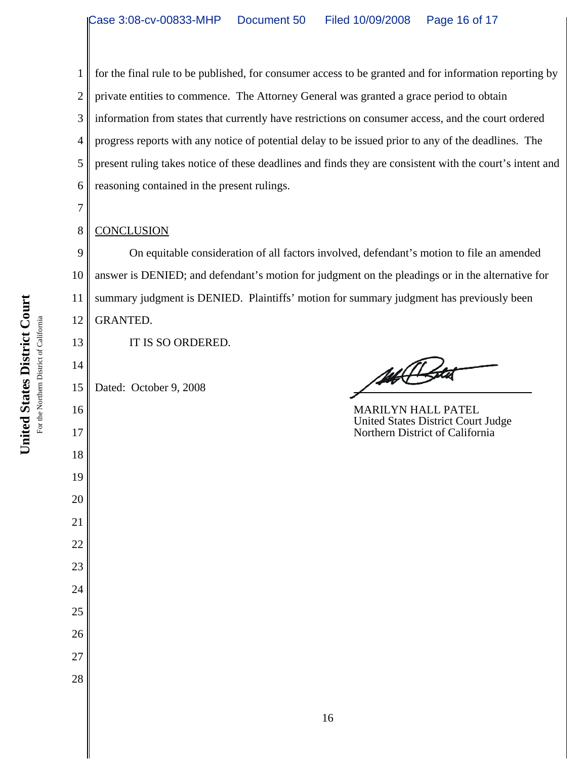for the final rule to be published, for consumer access to be granted and for information reporting by private entities to commence. The Attorney General was granted a grace period to obtain information from states that currently have restrictions on consumer access, and the court ordered progress reports with any notice of potential delay to be issued prior to any of the deadlines. The present ruling takes notice of these deadlines and finds they are consistent with the court's intent and reasoning contained in the present rulings.

CONCLUSION

On equitable consideration of all factors involved, defendant's motion to file an amended answer is DENIED; and defendant's motion for judgment on the pleadings or in the alternative for summary judgment is DENIED. Plaintiffs' motion for summary judgment has previously been GRANTED.

IT IS SO ORDERED.

Dated: October 9, 2008

MARILYN HALL PATEL
United States District Court Judge
Northern District of California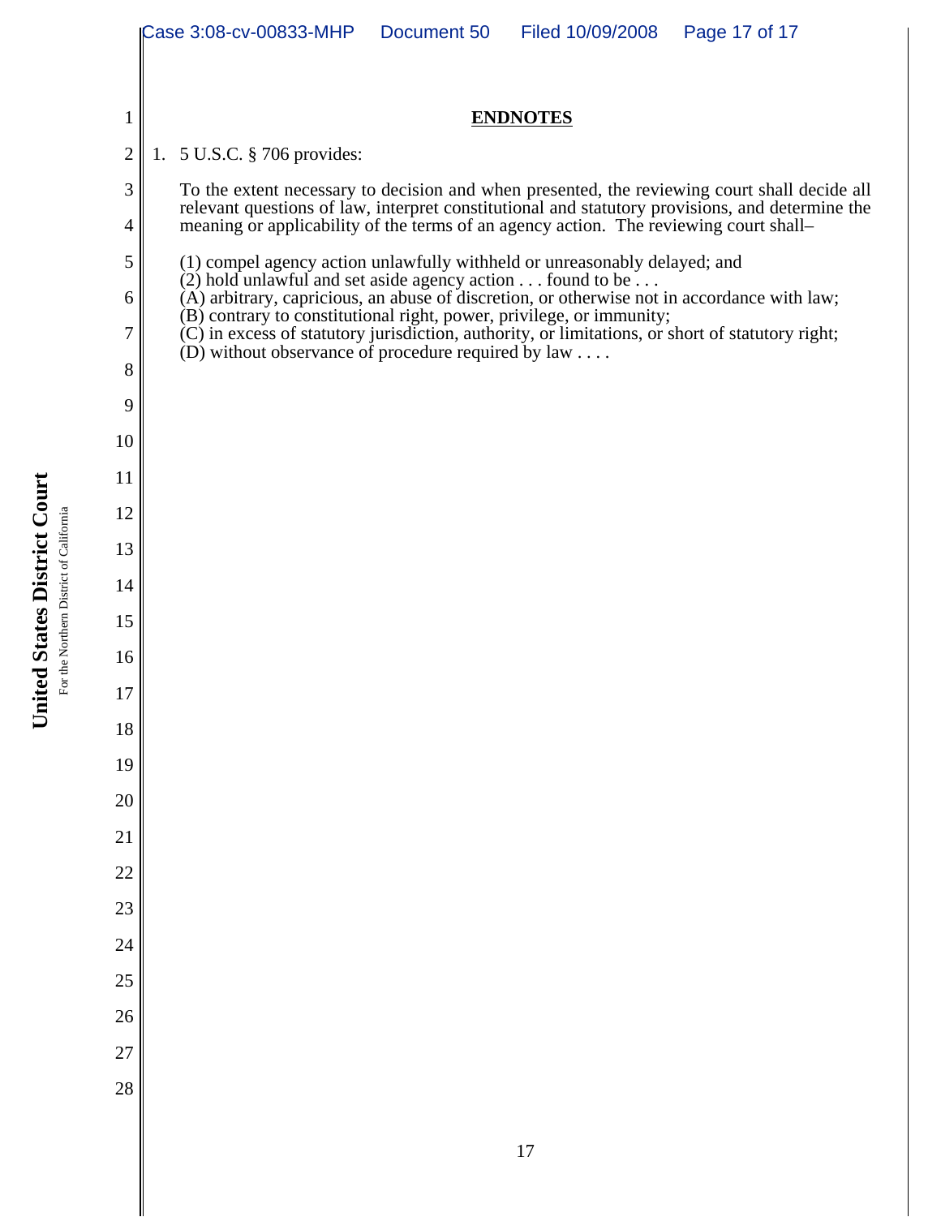## ENDNOTES

1. 5 U.S.C. § 706 provides:

   To the extent necessary to decision and when presented, the reviewing court shall decide all relevant questions of law, interpret constitutional and statutory provisions, and determine the meaning or applicability of the terms of an agency action. The reviewing court shall–

   (1) compel agency action unlawfully withheld or unreasonably delayed; and
   (2) hold unlawful and set aside agency action . . . found to be . . .
   (A) arbitrary, capricious, an abuse of discretion, or otherwise not in accordance with law;
   (B) contrary to constitutional right, power, privilege, or immunity;
   (C) in excess of statutory jurisdiction, authority, or limitations, or short of statutory right;
   (D) without observance of procedure required by law . . . .